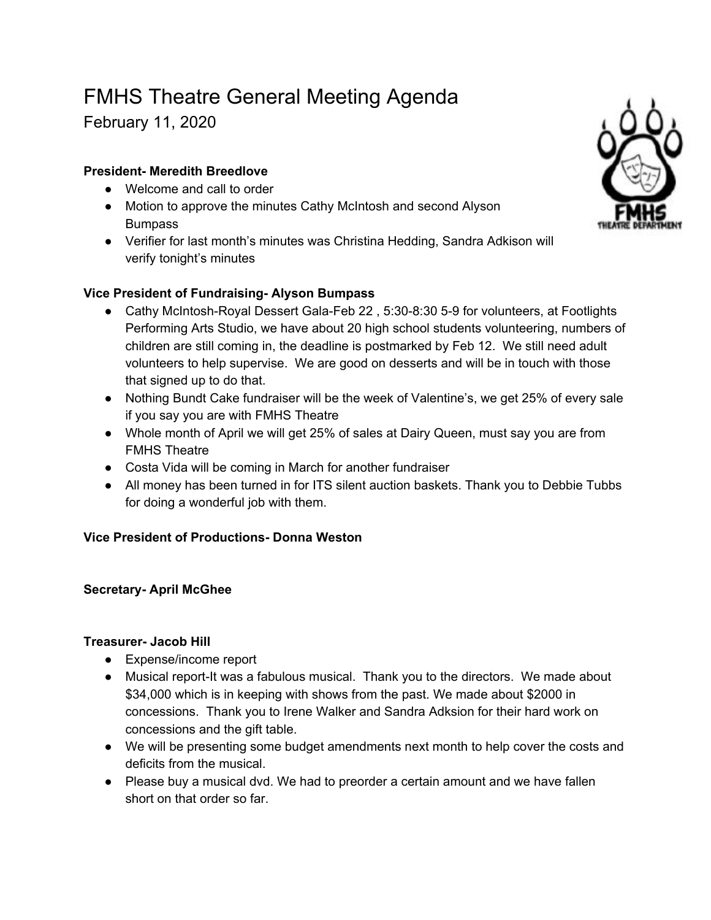# FMHS Theatre General Meeting Agenda

February 11, 2020

**President- Meredith Breedlove**

- Welcome and call to order
- Motion to approve the minutes Cathy McIntosh and second Alyson Bumpass
- Verifier for last month's minutes was Christina Hedding, Sandra Adkison will verify tonight's minutes

**Vice President of Fundraising- Alyson Bumpass**

- Cathy McIntosh-Royal Dessert Gala-Feb 22 , 5:30-8:30 5-9 for volunteers, at Footlights Performing Arts Studio, we have about 20 high school students volunteering, numbers of children are still coming in, the deadline is postmarked by Feb 12. We still need adult volunteers to help supervise. We are good on desserts and will be in touch with those that signed up to do that.
- Nothing Bundt Cake fundraiser will be the week of Valentine's, we get 25% of every sale if you say you are with FMHS Theatre
- Whole month of April we will get 25% of sales at Dairy Queen, must say you are from FMHS Theatre
- Costa Vida will be coming in March for another fundraiser
- All money has been turned in for ITS silent auction baskets. Thank you to Debbie Tubbs for doing a wonderful job with them.

**Vice President of Productions- Donna Weston**

**Secretary- April McGhee**

**Treasurer- Jacob Hill**

- Expense/income report
- Musical report-It was a fabulous musical. Thank you to the directors. We made about $34,000 which is in keeping with shows from the past. We made about $2000 in concessions. Thank you to Irene Walker and Sandra Adksion for their hard work on concessions and the gift table.
- We will be presenting some budget amendments next month to help cover the costs and deficits from the musical.
- Please buy a musical dvd. We had to preorder a certain amount and we have fallen short on that order so far.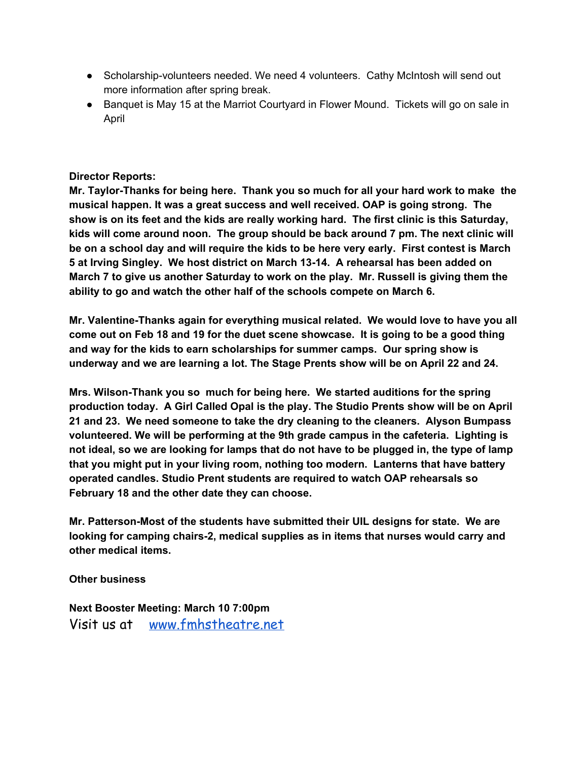- Scholarship-volunteers needed. We need 4 volunteers. Cathy McIntosh will send out more information after spring break.
- Banquet is May 15 at the Marriot Courtyard in Flower Mound. Tickets will go on sale in April

**Director Reports:**
**Mr. Taylor-Thanks for being here. Thank you so much for all your hard work to make the musical happen. It was a great success and well received. OAP is going strong. The show is on its feet and the kids are really working hard. The first clinic is this Saturday, kids will come around noon. The group should be back around 7 pm. The next clinic will be on a school day and will require the kids to be here very early. First contest is March 5 at Irving Singley. We host district on March 13-14. A rehearsal has been added on March 7 to give us another Saturday to work on the play. Mr. Russell is giving them the ability to go and watch the other half of the schools compete on March 6.**

**Mr. Valentine-Thanks again for everything musical related. We would love to have you all come out on Feb 18 and 19 for the duet scene showcase. It is going to be a good thing and way for the kids to earn scholarships for summer camps. Our spring show is underway and we are learning a lot. The Stage Prents show will be on April 22 and 24.**

**Mrs. Wilson-Thank you so much for being here. We started auditions for the spring production today. A Girl Called Opal is the play. The Studio Prents show will be on April 21 and 23. We need someone to take the dry cleaning to the cleaners. Alyson Bumpass volunteered. We will be performing at the 9th grade campus in the cafeteria. Lighting is not ideal, so we are looking for lamps that do not have to be plugged in, the type of lamp that you might put in your living room, nothing too modern. Lanterns that have battery operated candles. Studio Prent students are required to watch OAP rehearsals so February 18 and the other date they can choose.**

**Mr. Patterson-Most of the students have submitted their UIL designs for state. We are looking for camping chairs-2, medical supplies as in items that nurses would carry and other medical items.**

**Other business**

**Next Booster Meeting: March 10 7:00pm**
Visit us at [www.fmhstheatre.net](http://www.fmhstheatre.net)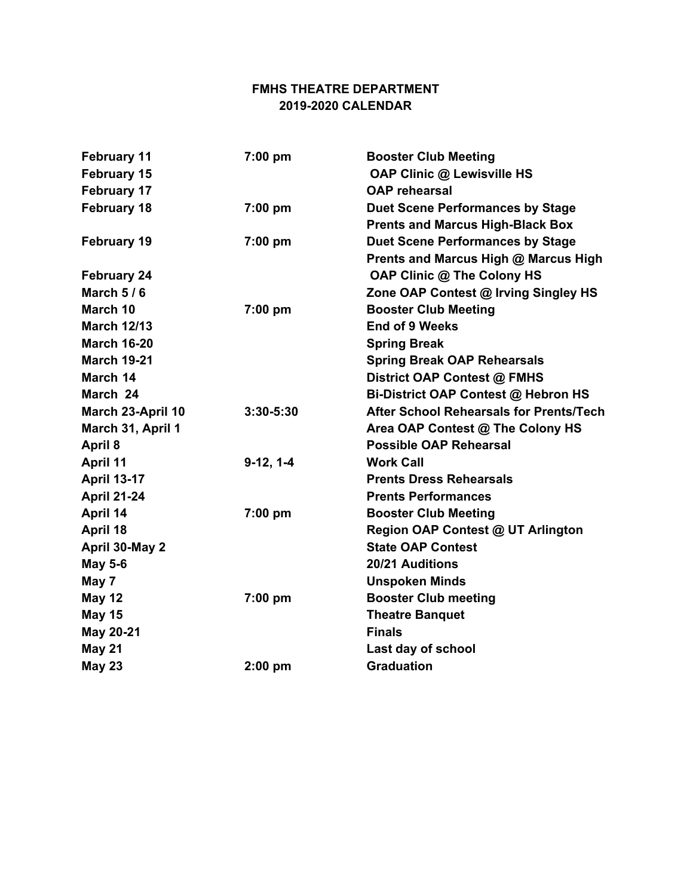**FMHS THEATRE DEPARTMENT**
**2019-2020 CALENDAR**

| | | |
|---|---|---|
| **February 11** | **7:00 pm** | **Booster Club Meeting** |
| **February 15** | | **OAP Clinic @ Lewisville HS** |
| **February 17** | | **OAP rehearsal** |
| **February 18** | **7:00 pm** | **Duet Scene Performances by Stage Prents and Marcus High-Black Box** |
| **February 19** | **7:00 pm** | **Duet Scene Performances by Stage Prents and Marcus High @ Marcus High** |
| **February 24** | | **OAP Clinic @ The Colony HS** |
| **March 5 / 6** | | **Zone OAP Contest @ Irving Singley HS** |
| **March 10** | **7:00 pm** | **Booster Club Meeting** |
| **March 12/13** | | **End of 9 Weeks** |
| **March 16-20** | | **Spring Break** |
| **March 19-21** | | **Spring Break OAP Rehearsals** |
| **March 14** | | **District OAP Contest @ FMHS** |
| **March 24** | | **Bi-District OAP Contest @ Hebron HS** |
| **March 23-April 10** | **3:30-5:30** | **After School Rehearsals for Prents/Tech** |
| **March 31, April 1** | | **Area OAP Contest @ The Colony HS** |
| **April 8** | | **Possible OAP Rehearsal** |
| **April 11** | **9-12, 1-4** | **Work Call** |
| **April 13-17** | | **Prents Dress Rehearsals** |
| **April 21-24** | | **Prents Performances** |
| **April 14** | **7:00 pm** | **Booster Club Meeting** |
| **April 18** | | **Region OAP Contest @ UT Arlington** |
| **April 30-May 2** | | **State OAP Contest** |
| **May 5-6** | | **20/21 Auditions** |
| **May 7** | | **Unspoken Minds** |
| **May 12** | **7:00 pm** | **Booster Club meeting** |
| **May 15** | | **Theatre Banquet** |
| **May 20-21** | | **Finals** |
| **May 21** | | **Last day of school** |
| **May 23** | **2:00 pm** | **Graduation** |